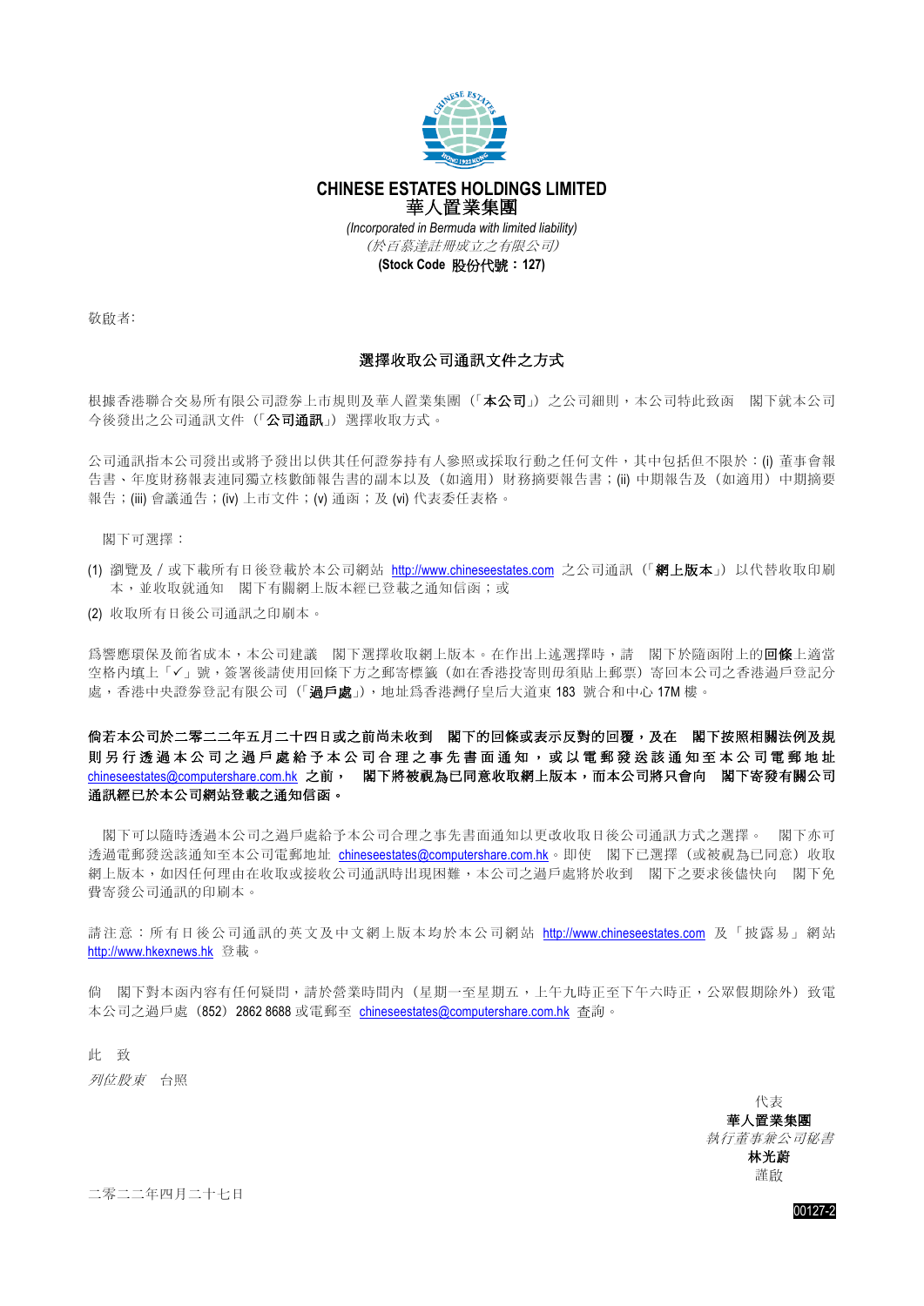**CHINESE ESTATES HOLDINGS LIMITED**
**華人置業集團**

*(Incorporated in Bermuda with limited liability)*
*(於百慕達註冊成立之有限公司)*

**(Stock Code 股份代號：127)**

敬啟者:

## 選擇收取公司通訊文件之方式

根據香港聯合交易所有限公司證券上市規則及華人置業集團（「**本公司**」）之公司細則，本公司特此致函　閣下就本公司今後發出之公司通訊文件（「**公司通訊**」）選擇收取方式。

公司通訊指本公司發出或將予發出以供其任何證券持有人參照或採取行動之任何文件，其中包括但不限於：(i) 董事會報告書、年度財務報表連同獨立核數師報告書的副本以及（如適用）財務摘要報告書；(ii) 中期報告及（如適用）中期摘要報告；(iii) 會議通告；(iv) 上市文件；(v) 通函；及 (vi) 代表委任表格。

閣下可選擇：

(1) 瀏覽及／或下載所有日後登載於本公司網站 http://www.chineseestates.com 之公司通訊（「**網上版本**」）以代替收取印刷本，並收取就通知　閣下有關網上版本經已登載之通知信函；或

(2) 收取所有日後公司通訊之印刷本。

為響應環保及節省成本，本公司建議　閣下選擇收取網上版本。在作出上述選擇時，請　閣下於隨函附上的**回條**上適當空格內填上「✓」號，簽署後請使用回條下方之郵寄標籤（如在香港投寄則毋須貼上郵票）寄回本公司之香港過戶登記分處，香港中央證券登記有限公司（「**過戶處**」），地址為香港灣仔皇后大道東 183 號合和中心 17M 樓。

**倘若本公司於二零二二年五月二十四日或之前尚未收到　閣下的回條或表示反對的回覆，及在　閣下按照相關法例及規則另行透過本公司之過戶處給予本公司合理之事先書面通知，或以電郵發送該通知至本公司電郵地址 chineseestates@computershare.com.hk 之前，　閣下將被視為已同意收取網上版本，而本公司將只會向　閣下寄發有關公司通訊經已於本公司網站登載之通知信函。**

閣下可以隨時透過本公司之過戶處給予本公司合理之事先書面通知以更改收取日後公司通訊方式之選擇。　閣下亦可透過電郵發送該通知至本公司電郵地址 chineseestates@computershare.com.hk。即使　閣下已選擇（或被視為已同意）收取網上版本，如因任何理由在收取或接收公司通訊時出現困難，本公司之過戶處將於收到　閣下之要求後儘快向　閣下免費寄發公司通訊的印刷本。

請注意：所有日後公司通訊的英文及中文網上版本均於本公司網站 http://www.chineseestates.com 及「披露易」網站 http://www.hkexnews.hk 登載。

倘　閣下對本函內容有任何疑問，請於營業時間內（星期一至星期五，上午九時正至下午六時正，公眾假期除外）致電本公司之過戶處（852）2862 8688 或電郵至 chineseestates@computershare.com.hk 查詢。

此　致

*列位股東*　台照

代表
**華人置業集團**
*執行董事兼公司秘書*
**林光蔚**
謹啟

二零二二年四月二十七日

00127-2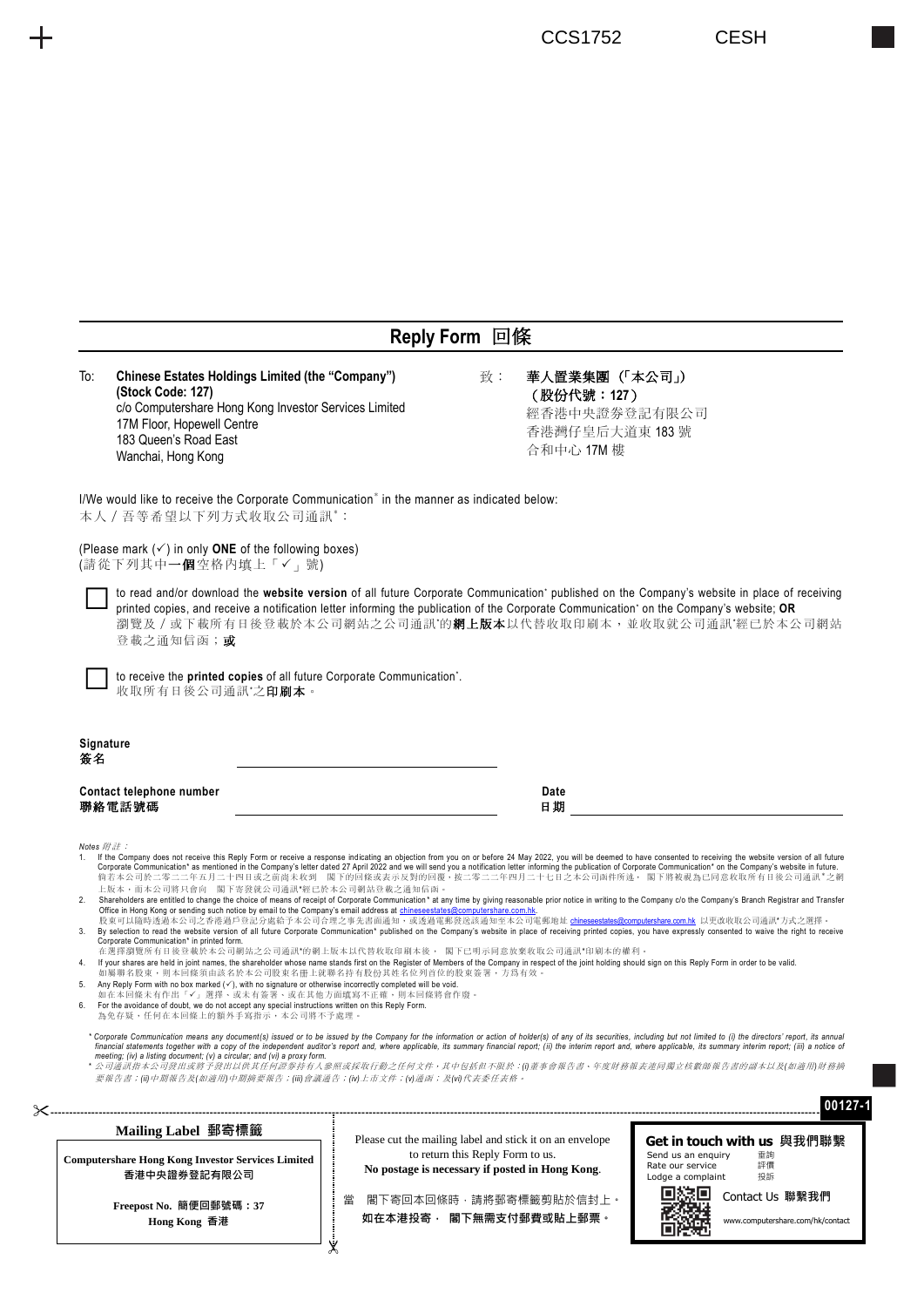CCS1752 CESH

## Reply Form 回條

To: **Chinese Estates Holdings Limited (the "Company")**
**(Stock Code: 127)**
c/o Computershare Hong Kong Investor Services Limited
17M Floor, Hopewell Centre
183 Queen's Road East
Wanchai, Hong Kong

致： **華人置業集團（「本公司」）**
**（股份代號：127）**
經香港中央證券登記有限公司
香港灣仔皇后大道東 183 號
合和中心 17M 樓

I/We would like to receive the Corporate Communication* in the manner as indicated below:
本人／吾等希望以下列方式收取公司通訊*：

(Please mark (✓) in only **ONE** of the following boxes)
(請從下列其中**一個**空格內填上「✓」號)

☐ to read and/or download the **website version** of all future Corporate Communication* published on the Company's website in place of receiving printed copies, and receive a notification letter informing the publication of the Corporate Communication* on the Company's website; **OR**
瀏覽及／或下載所有日後登載於本公司網站之公司通訊*的**網上版本**以代替收取印刷本，並收取就公司通訊*經已於本公司網站登載之通知信函；**或**

☐ to receive the **printed copies** of all future Corporate Communication*.
收取所有日後公司通訊*之**印刷本**。

**Signature**
**簽名** ______________________

**Contact telephone number**
**聯絡電話號碼** ______________________

**Date**
**日期** ______________________

*Notes 附註：*

1. If the Company does not receive this Reply Form or receive a response indicating an objection from you on or before 24 May 2022, you will be deemed to have consented to receiving the website version of all future Corporate Communication* as mentioned in the Company's letter dated 27 April 2022 and we will send you a notification letter informing the publication of Corporate Communication* on the Company's website in future.
倘若本公司於二零二二年五月二十四日或之前尚未收到 閣下的回條或表示反對的回覆，按二零二二年四月二十七日之本公司函件所述， 閣下將被視為已同意收取所有日後公司通訊*之網上版本，而本公司將只會向 閣下寄發就公司通訊*經已於本公司網站登載之通知信函。
2. Shareholders are entitled to change the choice of means of receipt of Corporate Communication* at any time by giving reasonable prior notice in writing to the Company c/o the Company's Branch Registrar and Transfer Office in Hong Kong or sending such notice by email to the Company's email address at chineseestates@computershare.com.hk.
股東可以隨時透過本公司之香港過戶登記分處給予本公司合理之事先書面通知，或透過電郵發送該通知至本公司電郵地址 chineseestates@computershare.com.hk 以更改收取公司通訊*方式之選擇。
3. By selection to read the website version of all future Corporate Communication* published on the Company's website in place of receiving printed copies, you have expressly consented to waive the right to receive Corporate Communication* in printed form.
在選擇瀏覽所有日後登載於本公司網站之公司通訊*的網上版本以代替收取印刷本後， 閣下已明示同意放棄收取公司通訊*印刷本的權利。
4. If your shares are held in joint names, the shareholder whose name stands first on the Register of Members of the Company in respect of the joint holding should sign on this Reply Form in order to be valid.
如屬聯名股東，則本回條須由該名於本公司股東名冊上就聯名持有股份其姓名位列首位的股東簽署，方為有效。
5. Any Reply Form with no box marked (✓), with no signature or otherwise incorrectly completed will be void.
如在本回條未有作出「✓」選擇、或未有簽署、或在其他方面填寫不正確，則本回條將會作廢。
6. For the avoidance of doubt, we do not accept any special instructions written on this Reply Form.
為免存疑，任何在本回條上的額外手寫指示，本公司將不予處理。

\* *Corporate Communication means any document(s) issued or to be issued by the Company for the information or action of holder(s) of any of its securities, including but not limited to (i) the directors' report, its annual financial statements together with a copy of the independent auditor's report and, where applicable, its summary financial report; (ii) the interim report and, where applicable, its summary interim report; (iii) a notice of meeting; (iv) a listing document; (v) a circular; and (vi) a proxy form.*
\* *公司通訊指本公司發出或將予發出以供其任何證券持有人參照或採取行動之任何文件，其中包括但不限於：(i)董事會報告書、年度財務報表連同獨立核數師報告書的副本以及(如適用)財務摘要報告書；(ii)中期報告及(如適用)中期摘要報告；(iii)會議通告；(iv)上市文件；(v)通函；及(vi)代表委任表格。*

00127-1

**Mailing Label 郵寄標籤**

**Computershare Hong Kong Investor Services Limited**
**香港中央證券登記有限公司**

**Freepost No. 簡便回郵號碼：37**
**Hong Kong 香港**

Please cut the mailing label and stick it on an envelope to return this Reply Form to us.
**No postage is necessary if posted in Hong Kong.**

當 閣下寄回本回條時，請將郵寄標籤剪貼於信封上。
**如在本港投寄， 閣下無需支付郵費或貼上郵票。**

**Get in touch with us 與我們聯繫**
Send us an enquiry 垂詢
Rate our service 評價
Lodge a complaint 投訴
Contact Us 聯繫我們
www.computershare.com/hk/contact